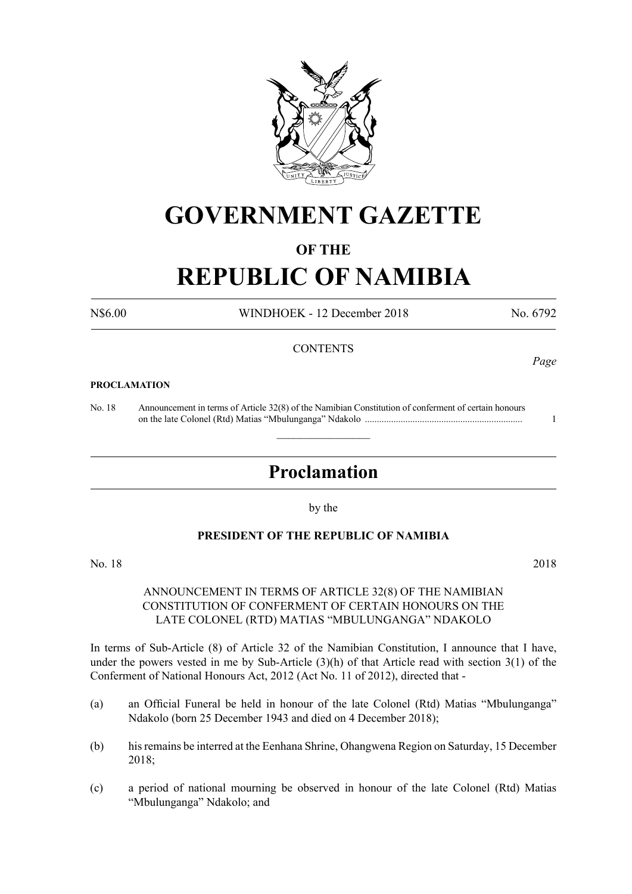# GOVERNMENT GAZETTE

## OF THE

# REPUBLIC OF NAMIBIA

N$6.00 WINDHOEK - 12 December 2018 No. 6792

CONTENTS

*Page*

**PROCLAMATION**

| | | |
|---|---|---|
| No. 18 | Announcement in terms of Article 32(8) of the Namibian Constitution of conferment of certain honours on the late Colonel (Rtd) Matias "Mbulunganga" Ndakolo | 1 |

---

## Proclamation

by the

**PRESIDENT OF THE REPUBLIC OF NAMIBIA**

No. 18 2018

ANNOUNCEMENT IN TERMS OF ARTICLE 32(8) OF THE NAMIBIAN CONSTITUTION OF CONFERMENT OF CERTAIN HONOURS ON THE LATE COLONEL (RTD) MATIAS "MBULUNGANGA" NDAKOLO

In terms of Sub-Article (8) of Article 32 of the Namibian Constitution, I announce that I have, under the powers vested in me by Sub-Article (3)(h) of that Article read with section 3(1) of the Conferment of National Honours Act, 2012 (Act No. 11 of 2012), directed that -

(a) an Official Funeral be held in honour of the late Colonel (Rtd) Matias "Mbulunganga" Ndakolo (born 25 December 1943 and died on 4 December 2018);

(b) his remains be interred at the Eenhana Shrine, Ohangwena Region on Saturday, 15 December 2018;

(c) a period of national mourning be observed in honour of the late Colonel (Rtd) Matias "Mbulunganga" Ndakolo; and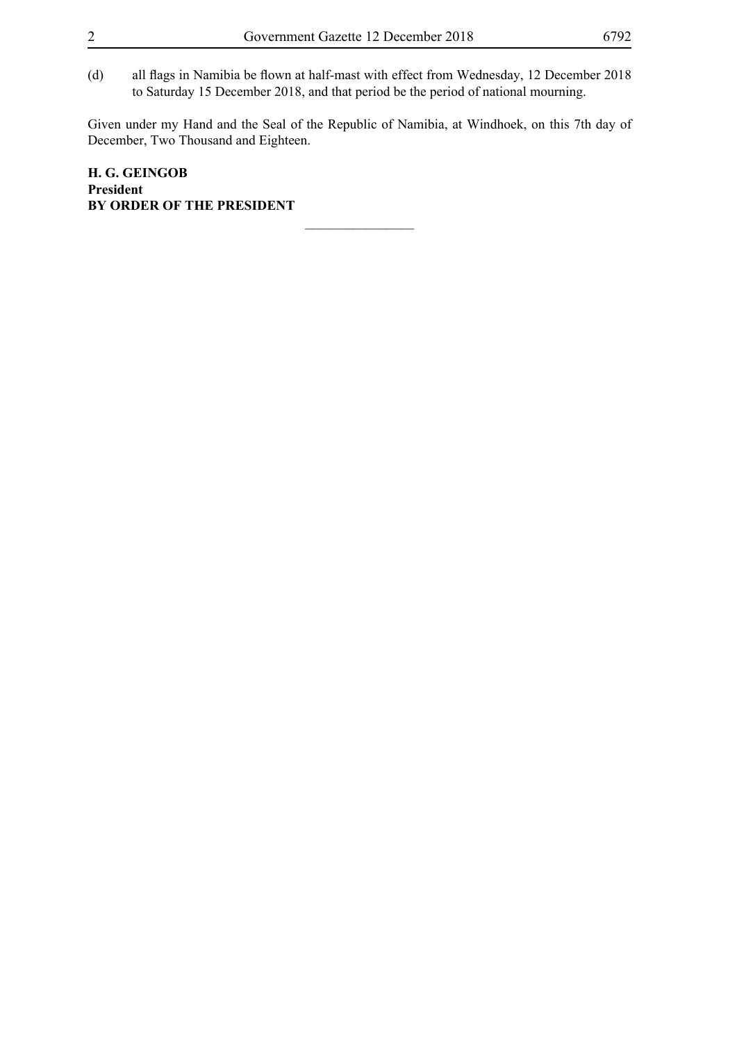(d) all flags in Namibia be flown at half-mast with effect from Wednesday, 12 December 2018 to Saturday 15 December 2018, and that period be the period of national mourning.

Given under my Hand and the Seal of the Republic of Namibia, at Windhoek, on this 7th day of December, Two Thousand and Eighteen.

**H. G. GEINGOB**
**President**
**BY ORDER OF THE PRESIDENT**

---